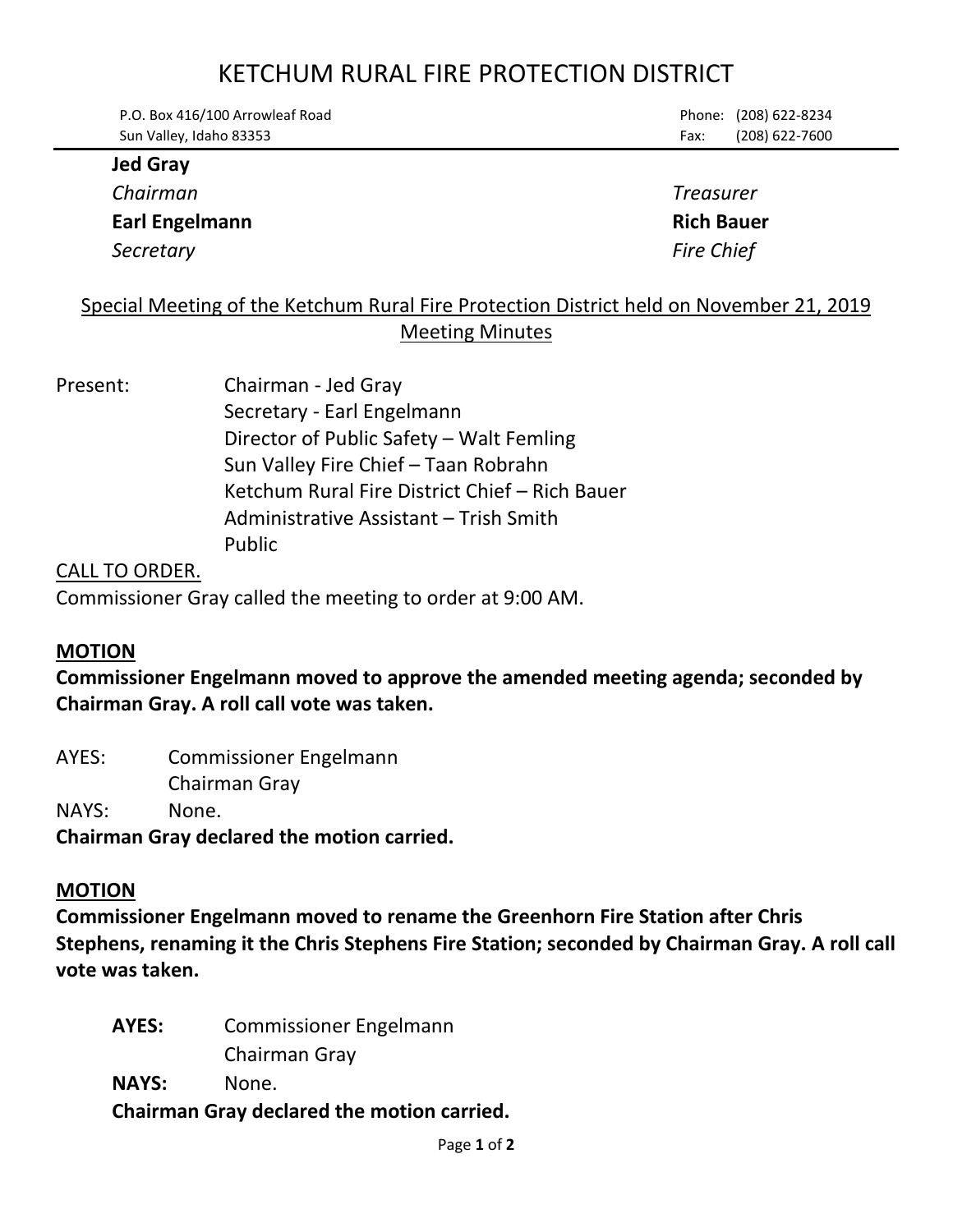# KETCHUM RURAL FIRE PROTECTION DISTRICT

P.O. Box 416/100 Arrowleaf Road
Sun Valley, Idaho 83353

Phone: (208) 622-8234
Fax: (208) 622-7600

**Jed Gray**
*Chairman*

*Treasurer*

**Earl Engelmann**
*Secretary*

**Rich Bauer**
*Fire Chief*

## Special Meeting of the Ketchum Rural Fire Protection District held on November 21, 2019 Meeting Minutes

Present:
- Chairman - Jed Gray
- Secretary - Earl Engelmann
- Director of Public Safety – Walt Femling
- Sun Valley Fire Chief – Taan Robrahn
- Ketchum Rural Fire District Chief – Rich Bauer
- Administrative Assistant – Trish Smith
- Public

CALL TO ORDER.

Commissioner Gray called the meeting to order at 9:00 AM.

**MOTION**

**Commissioner Engelmann moved to approve the amended meeting agenda; seconded by Chairman Gray. A roll call vote was taken.**

AYES: Commissioner Engelmann
Chairman Gray

NAYS: None.

**Chairman Gray declared the motion carried.**

**MOTION**

**Commissioner Engelmann moved to rename the Greenhorn Fire Station after Chris Stephens, renaming it the Chris Stephens Fire Station; seconded by Chairman Gray. A roll call vote was taken.**

**AYES:** Commissioner Engelmann
Chairman Gray

**NAYS:** None.

**Chairman Gray declared the motion carried.**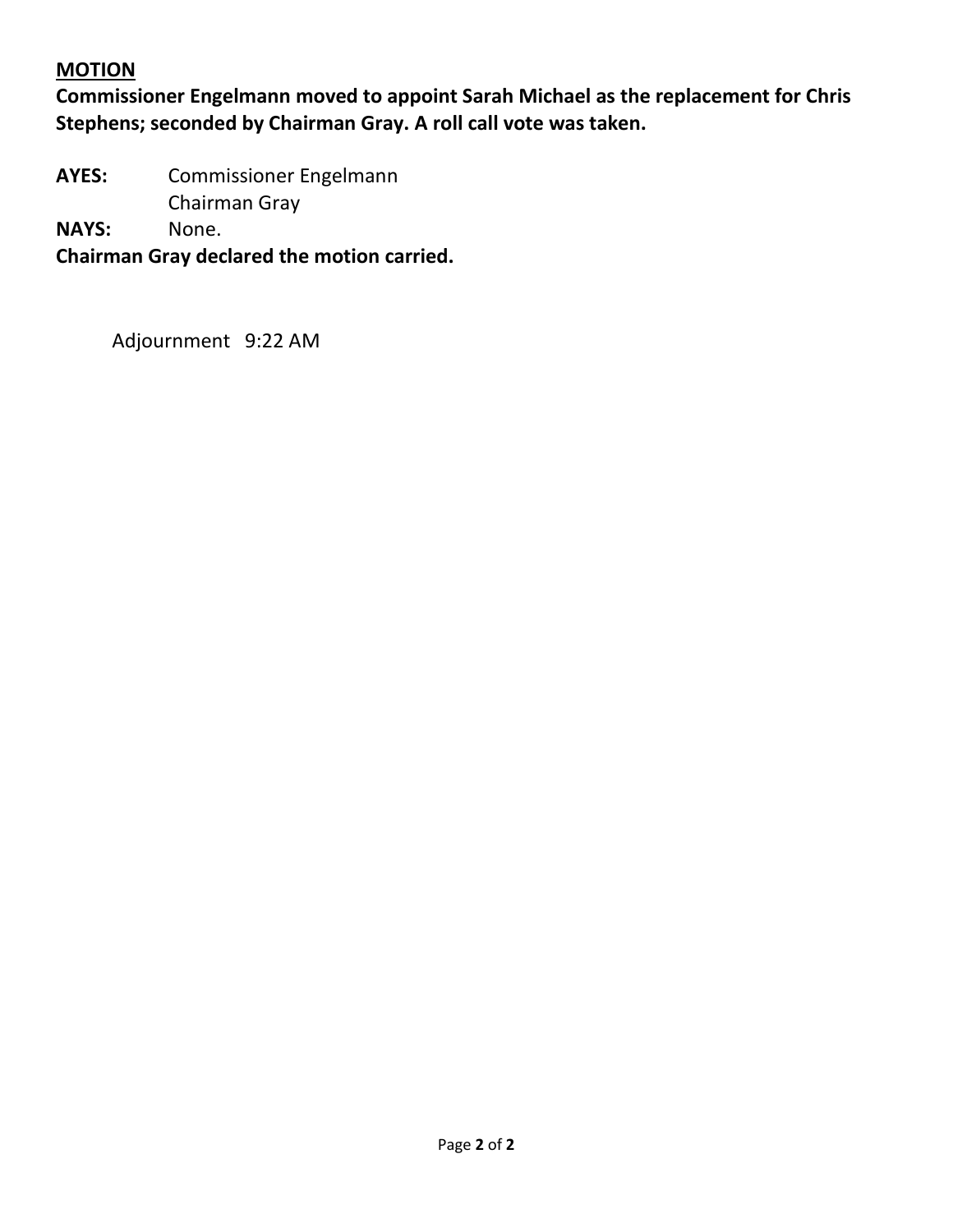**MOTION**

**Commissioner Engelmann moved to appoint Sarah Michael as the replacement for Chris Stephens; seconded by Chairman Gray. A roll call vote was taken.**

**AYES:** Commissioner Engelmann
Chairman Gray

**NAYS:** None.

**Chairman Gray declared the motion carried.**

Adjournment 9:22 AM